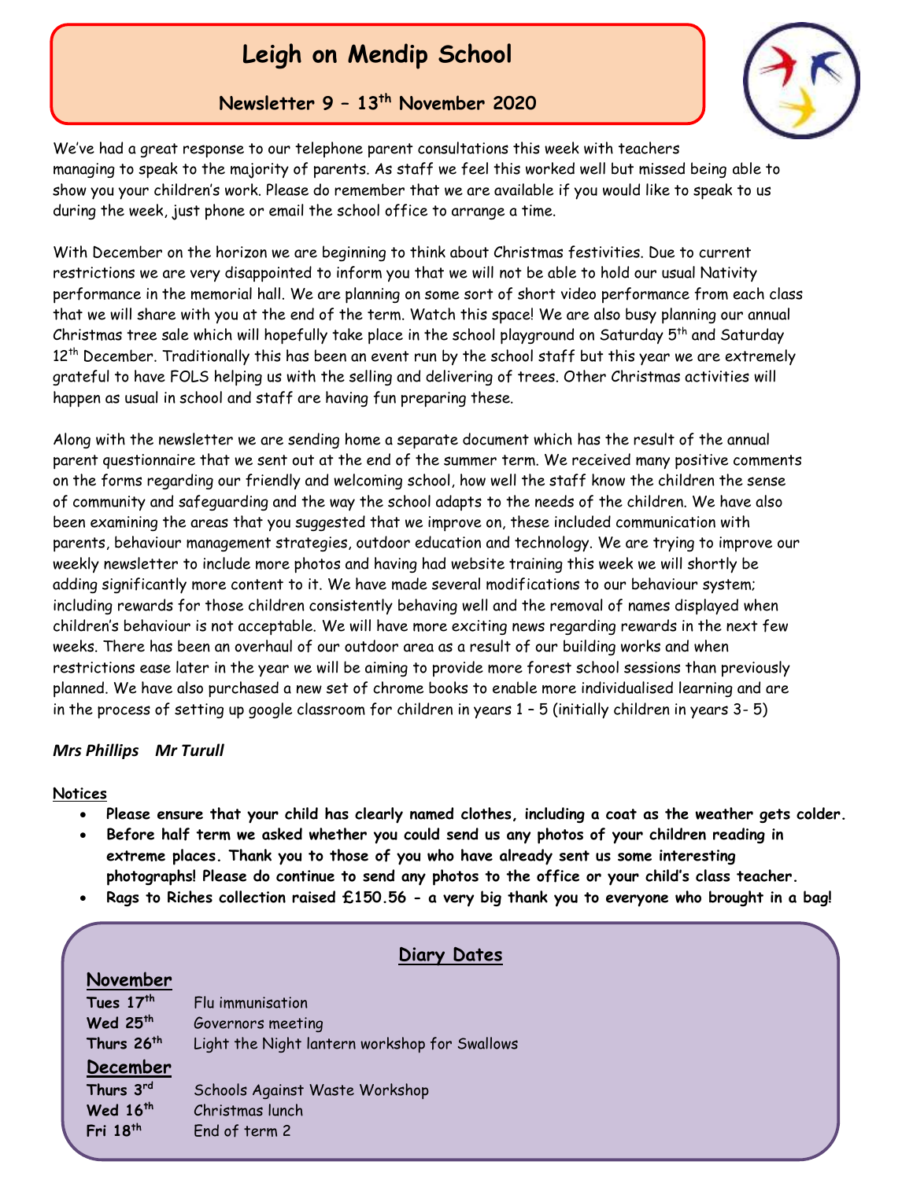# Leigh on Mendip School

## Newsletter 9 – 13th November 2020

We've had a great response to our telephone parent consultations this week with teachers managing to speak to the majority of parents. As staff we feel this worked well but missed being able to show you your children's work. Please do remember that we are available if you would like to speak to us during the week, just phone or email the school office to arrange a time.

With December on the horizon we are beginning to think about Christmas festivities. Due to current restrictions we are very disappointed to inform you that we will not be able to hold our usual Nativity performance in the memorial hall. We are planning on some sort of short video performance from each class that we will share with you at the end of the term. Watch this space! We are also busy planning our annual Christmas tree sale which will hopefully take place in the school playground on Saturday 5th and Saturday 12th December. Traditionally this has been an event run by the school staff but this year we are extremely grateful to have FOLS helping us with the selling and delivering of trees. Other Christmas activities will happen as usual in school and staff are having fun preparing these.

Along with the newsletter we are sending home a separate document which has the result of the annual parent questionnaire that we sent out at the end of the summer term. We received many positive comments on the forms regarding our friendly and welcoming school, how well the staff know the children the sense of community and safeguarding and the way the school adapts to the needs of the children. We have also been examining the areas that you suggested that we improve on, these included communication with parents, behaviour management strategies, outdoor education and technology. We are trying to improve our weekly newsletter to include more photos and having had website training this week we will shortly be adding significantly more content to it. We have made several modifications to our behaviour system; including rewards for those children consistently behaving well and the removal of names displayed when children's behaviour is not acceptable. We will have more exciting news regarding rewards in the next few weeks. There has been an overhaul of our outdoor area as a result of our building works and when restrictions ease later in the year we will be aiming to provide more forest school sessions than previously planned. We have also purchased a new set of chrome books to enable more individualised learning and are in the process of setting up google classroom for children in years 1 – 5 (initially children in years 3- 5)

***Mrs Phillips    Mr Turull***

**Notices**

- **Please ensure that your child has clearly named clothes, including a coat as the weather gets colder.**
- **Before half term we asked whether you could send us any photos of your children reading in extreme places. Thank you to those of you who have already sent us some interesting photographs! Please do continue to send any photos to the office or your child's class teacher.**
- **Rags to Riches collection raised £150.56 - a very big thank you to everyone who brought in a bag!**

## Diary Dates

**November**

| | |
|---|---|
| **Tues 17th** | Flu immunisation |
| **Wed 25th** | Governors meeting |
| **Thurs 26th** | Light the Night lantern workshop for Swallows |

**December**

| | |
|---|---|
| **Thurs 3rd** | Schools Against Waste Workshop |
| **Wed 16th** | Christmas lunch |
| **Fri 18th** | End of term 2 |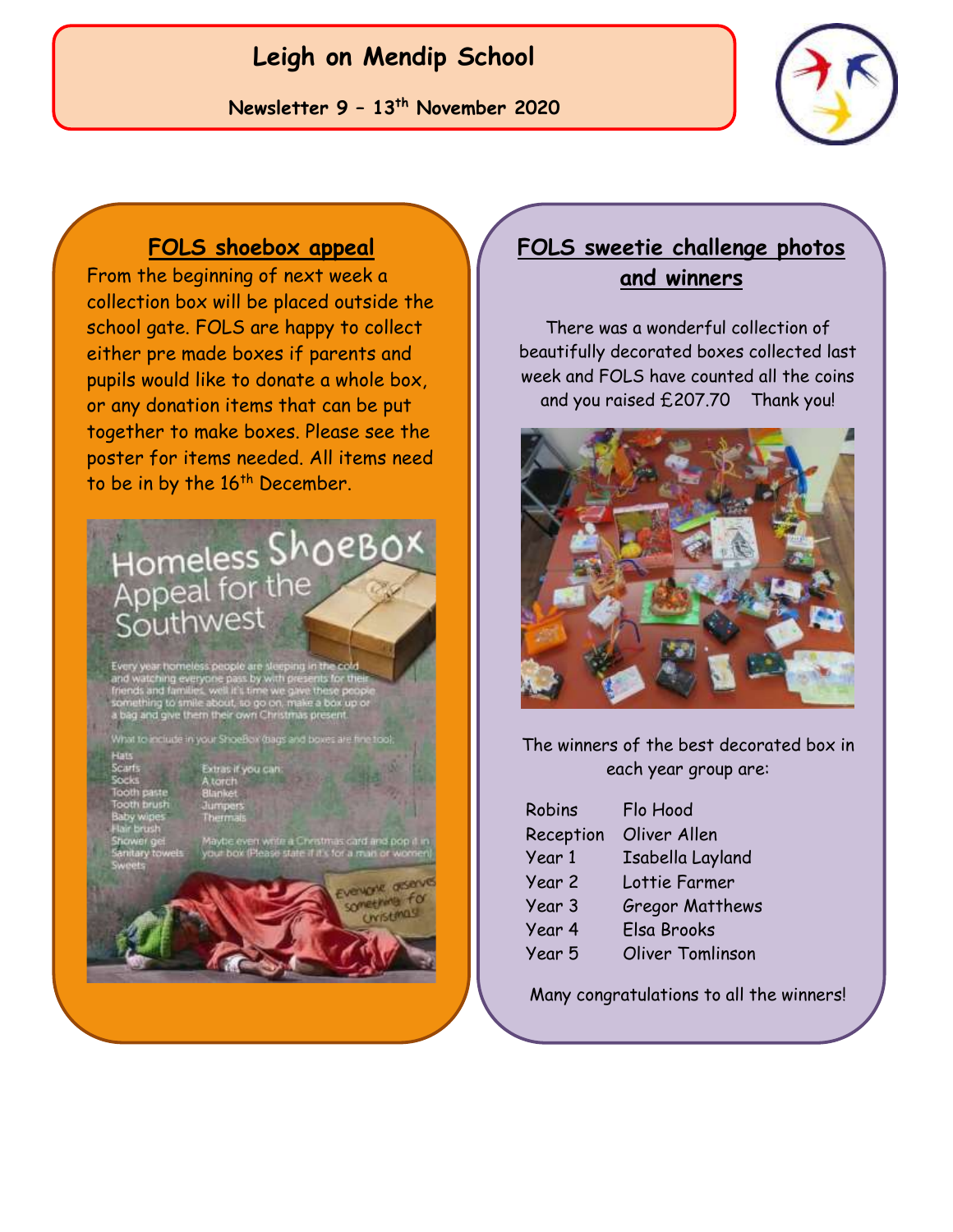# Leigh on Mendip School

**Newsletter 9 – 13th November 2020**

## FOLS shoebox appeal

From the beginning of next week a collection box will be placed outside the school gate. FOLS are happy to collect either pre made boxes if parents and pupils would like to donate a whole box, or any donation items that can be put together to make boxes. Please see the poster for items needed. All items need to be in by the 16th December.

Homeless ShoeBox Appeal for the Southwest

Every year homeless people are sleeping in the cold and watching everyone pass by with presents for their friends and families, well it's time we gave these people something to smile about, so go on, make a box up or a bag and give them their own Christmas present.

What to include in your ShoeBox (bags and boxes are fine too):

- Hats
- Scarfs
- Socks
- Tooth paste
- Tooth brush
- Baby wipes
- Hair brush
- Shower gel
- Sanitary towels
- Sweets

Extras if you can:

- A torch
- Blanket
- Jumpers
- Thermals

Maybe even write a Christmas card and pop it in your box (Please state if it's for a man or women)

Everyone deserves something for Christmas!

## FOLS sweetie challenge photos and winners

There was a wonderful collection of beautifully decorated boxes collected last week and FOLS have counted all the coins and you raised £207.70 Thank you!

The winners of the best decorated box in each year group are:

| | |
|---|---|
| Robins | Flo Hood |
| Reception | Oliver Allen |
| Year 1 | Isabella Layland |
| Year 2 | Lottie Farmer |
| Year 3 | Gregor Matthews |
| Year 4 | Elsa Brooks |
| Year 5 | Oliver Tomlinson |

Many congratulations to all the winners!